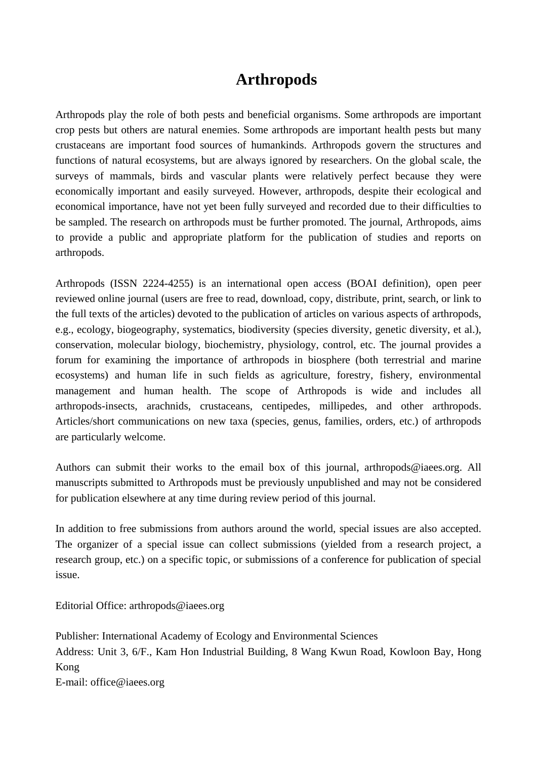# Arthropods

Arthropods play the role of both pests and beneficial organisms. Some arthropods are important crop pests but others are natural enemies. Some arthropods are important health pests but many crustaceans are important food sources of humankinds. Arthropods govern the structures and functions of natural ecosystems, but are always ignored by researchers. On the global scale, the surveys of mammals, birds and vascular plants were relatively perfect because they were economically important and easily surveyed. However, arthropods, despite their ecological and economical importance, have not yet been fully surveyed and recorded due to their difficulties to be sampled. The research on arthropods must be further promoted. The journal, Arthropods, aims to provide a public and appropriate platform for the publication of studies and reports on arthropods.

Arthropods (ISSN 2224-4255) is an international open access (BOAI definition), open peer reviewed online journal (users are free to read, download, copy, distribute, print, search, or link to the full texts of the articles) devoted to the publication of articles on various aspects of arthropods, e.g., ecology, biogeography, systematics, biodiversity (species diversity, genetic diversity, et al.), conservation, molecular biology, biochemistry, physiology, control, etc. The journal provides a forum for examining the importance of arthropods in biosphere (both terrestrial and marine ecosystems) and human life in such fields as agriculture, forestry, fishery, environmental management and human health. The scope of Arthropods is wide and includes all arthropods-insects, arachnids, crustaceans, centipedes, millipedes, and other arthropods. Articles/short communications on new taxa (species, genus, families, orders, etc.) of arthropods are particularly welcome.

Authors can submit their works to the email box of this journal, arthropods@iaees.org. All manuscripts submitted to Arthropods must be previously unpublished and may not be considered for publication elsewhere at any time during review period of this journal.

In addition to free submissions from authors around the world, special issues are also accepted. The organizer of a special issue can collect submissions (yielded from a research project, a research group, etc.) on a specific topic, or submissions of a conference for publication of special issue.

Editorial Office: arthropods@iaees.org

Publisher: International Academy of Ecology and Environmental Sciences
Address: Unit 3, 6/F., Kam Hon Industrial Building, 8 Wang Kwun Road, Kowloon Bay, Hong Kong
E-mail: office@iaees.org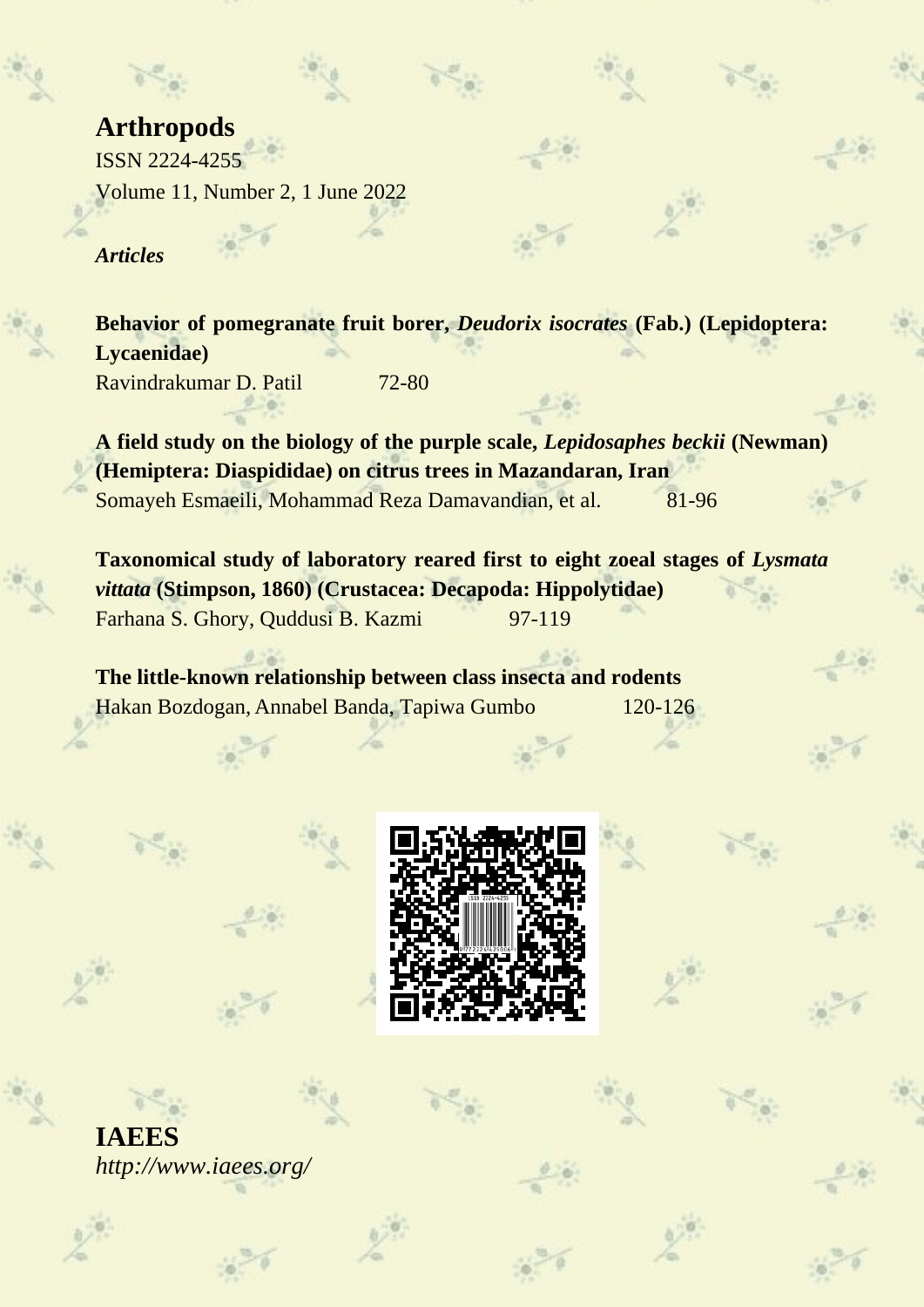# Arthropods

ISSN 2224-4255

Volume 11, Number 2, 1 June 2022

*Articles*

**Behavior of pomegranate fruit borer, *Deudorix isocrates* (Fab.) (Lepidoptera: Lycaenidae)**

Ravindrakumar D. Patil 72-80

**A field study on the biology of the purple scale, *Lepidosaphes beckii* (Newman) (Hemiptera: Diaspididae) on citrus trees in Mazandaran, Iran**

Somayeh Esmaeili, Mohammad Reza Damavandian, et al. 81-96

**Taxonomical study of laboratory reared first to eight zoeal stages of *Lysmata vittata* (Stimpson, 1860) (Crustacea: Decapoda: Hippolytidae)**

Farhana S. Ghory, Quddusi B. Kazmi 97-119

**The little-known relationship between class insecta and rodents**

Hakan Bozdogan, Annabel Banda, Tapiwa Gumbo 120-126

**IAEES**

*http://www.iaees.org/*